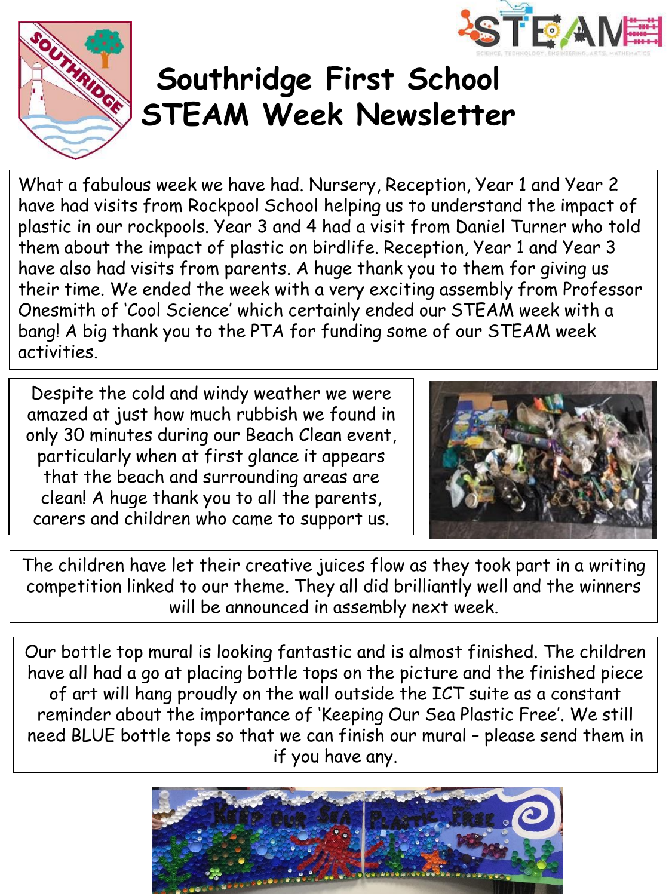# Southridge First School STEAM Week Newsletter

What a fabulous week we have had. Nursery, Reception, Year 1 and Year 2 have had visits from Rockpool School helping us to understand the impact of plastic in our rockpools. Year 3 and 4 had a visit from Daniel Turner who told them about the impact of plastic on birdlife. Reception, Year 1 and Year 3 have also had visits from parents. A huge thank you to them for giving us their time. We ended the week with a very exciting assembly from Professor Onesmith of 'Cool Science' which certainly ended our STEAM week with a bang! A big thank you to the PTA for funding some of our STEAM week activities.

Despite the cold and windy weather we were amazed at just how much rubbish we found in only 30 minutes during our Beach Clean event, particularly when at first glance it appears that the beach and surrounding areas are clean! A huge thank you to all the parents, carers and children who came to support us.

The children have let their creative juices flow as they took part in a writing competition linked to our theme. They all did brilliantly well and the winners will be announced in assembly next week.

Our bottle top mural is looking fantastic and is almost finished. The children have all had a go at placing bottle tops on the picture and the finished piece of art will hang proudly on the wall outside the ICT suite as a constant reminder about the importance of 'Keeping Our Sea Plastic Free'. We still need BLUE bottle tops so that we can finish our mural – please send them in if you have any.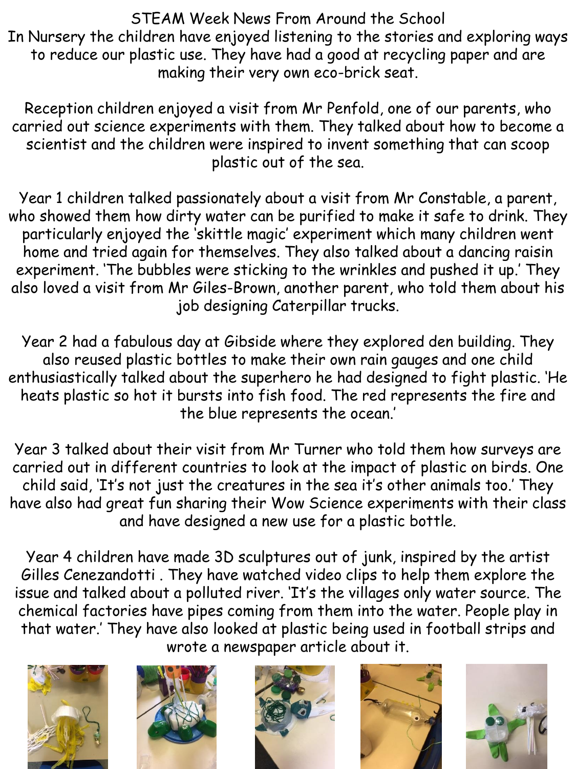# STEAM Week News From Around the School

In Nursery the children have enjoyed listening to the stories and exploring ways to reduce our plastic use. They have had a good at recycling paper and are making their very own eco-brick seat.

Reception children enjoyed a visit from Mr Penfold, one of our parents, who carried out science experiments with them. They talked about how to become a scientist and the children were inspired to invent something that can scoop plastic out of the sea.

Year 1 children talked passionately about a visit from Mr Constable, a parent, who showed them how dirty water can be purified to make it safe to drink. They particularly enjoyed the 'skittle magic' experiment which many children went home and tried again for themselves. They also talked about a dancing raisin experiment. 'The bubbles were sticking to the wrinkles and pushed it up.' They also loved a visit from Mr Giles-Brown, another parent, who told them about his job designing Caterpillar trucks.

Year 2 had a fabulous day at Gibside where they explored den building. They also reused plastic bottles to make their own rain gauges and one child enthusiastically talked about the superhero he had designed to fight plastic. 'He heats plastic so hot it bursts into fish food. The red represents the fire and the blue represents the ocean.'

Year 3 talked about their visit from Mr Turner who told them how surveys are carried out in different countries to look at the impact of plastic on birds. One child said, 'It's not just the creatures in the sea it's other animals too.' They have also had great fun sharing their Wow Science experiments with their class and have designed a new use for a plastic bottle.

Year 4 children have made 3D sculptures out of junk, inspired by the artist Gilles Cenezandotti . They have watched video clips to help them explore the issue and talked about a polluted river. 'It's the villages only water source. The chemical factories have pipes coming from them into the water. People play in that water.' They have also looked at plastic being used in football strips and wrote a newspaper article about it.